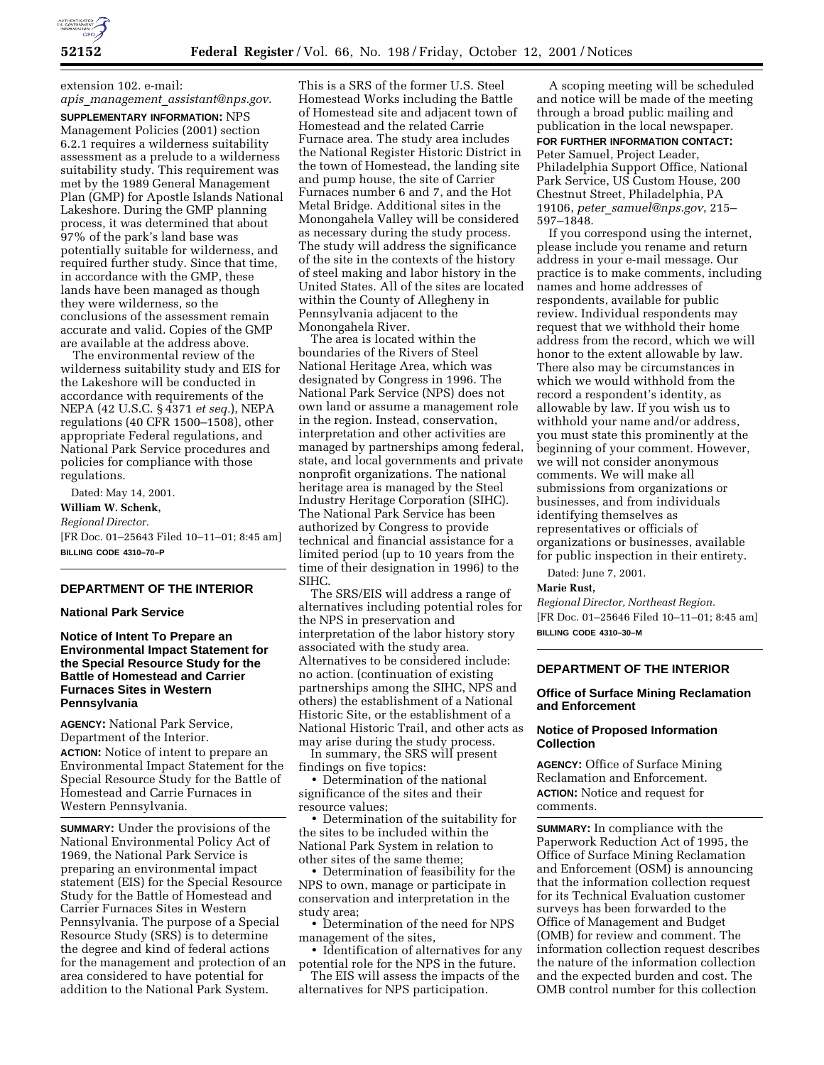extension 102. e-mail: *apis_management_assistant@nps.gov.*

**SUPPLEMENTARY INFORMATION:** NPS Management Policies (2001) section 6.2.1 requires a wilderness suitability assessment as a prelude to a wilderness suitability study. This requirement was met by the 1989 General Management Plan (GMP) for Apostle Islands National Lakeshore. During the GMP planning process, it was determined that about 97% of the park's land base was potentially suitable for wilderness, and required further study. Since that time, in accordance with the GMP, these lands have been managed as though they were wilderness, so the conclusions of the assessment remain accurate and valid. Copies of the GMP are available at the address above.

The environmental review of the wilderness suitability study and EIS for the Lakeshore will be conducted in accordance with requirements of the NEPA (42 U.S.C. § 4371 *et seq.*), NEPA regulations (40 CFR 1500–1508), other appropriate Federal regulations, and National Park Service procedures and policies for compliance with those regulations.

Dated: May 14, 2001.

**William W. Schenk,**

*Regional Director.*

[FR Doc. 01–25643 Filed 10–11–01; 8:45 am]

**BILLING CODE 4310–70–P**

---

## DEPARTMENT OF THE INTERIOR

### National Park Service

### Notice of Intent To Prepare an Environmental Impact Statement for the Special Resource Study for the Battle of Homestead and Carrier Furnaces Sites in Western Pennsylvania

**AGENCY:** National Park Service, Department of the Interior.

**ACTION:** Notice of intent to prepare an Environmental Impact Statement for the Special Resource Study for the Battle of Homestead and Carrie Furnaces in Western Pennsylvania.

**SUMMARY:** Under the provisions of the National Environmental Policy Act of 1969, the National Park Service is preparing an environmental impact statement (EIS) for the Special Resource Study for the Battle of Homestead and Carrier Furnaces Sites in Western Pennsylvania. The purpose of a Special Resource Study (SRS) is to determine the degree and kind of federal actions for the management and protection of an area considered to have potential for addition to the National Park System. This is a SRS of the former U.S. Steel Homestead Works including the Battle of Homestead site and adjacent town of Homestead and the related Carrie Furnace area. The study area includes the National Register Historic District in the town of Homestead, the landing site and pump house, the site of Carrier Furnaces number 6 and 7, and the Hot Metal Bridge. Additional sites in the Monongahela Valley will be considered as necessary during the study process. The study will address the significance of the site in the contexts of the history of steel making and labor history in the United States. All of the sites are located within the County of Allegheny in Pennsylvania adjacent to the Monongahela River.

The area is located within the boundaries of the Rivers of Steel National Heritage Area, which was designated by Congress in 1996. The National Park Service (NPS) does not own land or assume a management role in the region. Instead, conservation, interpretation and other activities are managed by partnerships among federal, state, and local governments and private nonprofit organizations. The national heritage area is managed by the Steel Industry Heritage Corporation (SIHC). The National Park Service has been authorized by Congress to provide technical and financial assistance for a limited period (up to 10 years from the time of their designation in 1996) to the SIHC.

The SRS/EIS will address a range of alternatives including potential roles for the NPS in preservation and interpretation of the labor history story associated with the study area. Alternatives to be considered include: no action. (continuation of existing partnerships among the SIHC, NPS and others) the establishment of a National Historic Site, or the establishment of a National Historic Trail, and other acts as may arise during the study process.

In summary, the SRS will present findings on five topics:

- Determination of the national significance of the sites and their resource values;
- Determination of the suitability for the sites to be included within the National Park System in relation to other sites of the same theme;
- Determination of feasibility for the NPS to own, manage or participate in conservation and interpretation in the study area;
- Determination of the need for NPS management of the sites,
- Identification of alternatives for any potential role for the NPS in the future.

The EIS will assess the impacts of the alternatives for NPS participation.

A scoping meeting will be scheduled and notice will be made of the meeting through a broad public mailing and publication in the local newspaper.

**FOR FURTHER INFORMATION CONTACT:** Peter Samuel, Project Leader, Philadelphia Support Office, National Park Service, US Custom House, 200 Chestnut Street, Philadelphia, PA 19106, *peter_samuel@nps.gov*, 215–597–1848.

If you correspond using the internet, please include you rename and return address in your e-mail message. Our practice is to make comments, including names and home addresses of respondents, available for public review. Individual respondents may request that we withhold their home address from the record, which we will honor to the extent allowable by law. There also may be circumstances in which we would withhold from the record a respondent's identity, as allowable by law. If you wish us to withhold your name and/or address, you must state this prominently at the beginning of your comment. However, we will not consider anonymous comments. We will make all submissions from organizations or businesses, and from individuals identifying themselves as representatives or officials of organizations or businesses, available for public inspection in their entirety.

Dated: June 7, 2001.

**Marie Rust,**

*Regional Director, Northeast Region.*

[FR Doc. 01–25646 Filed 10–11–01; 8:45 am]

**BILLING CODE 4310–30–M**

---

## DEPARTMENT OF THE INTERIOR

### Office of Surface Mining Reclamation and Enforcement

### Notice of Proposed Information Collection

**AGENCY:** Office of Surface Mining Reclamation and Enforcement.

**ACTION:** Notice and request for comments.

**SUMMARY:** In compliance with the Paperwork Reduction Act of 1995, the Office of Surface Mining Reclamation and Enforcement (OSM) is announcing that the information collection request for its Technical Evaluation customer surveys has been forwarded to the Office of Management and Budget (OMB) for review and comment. The information collection request describes the nature of the information collection and the expected burden and cost. The OMB control number for this collection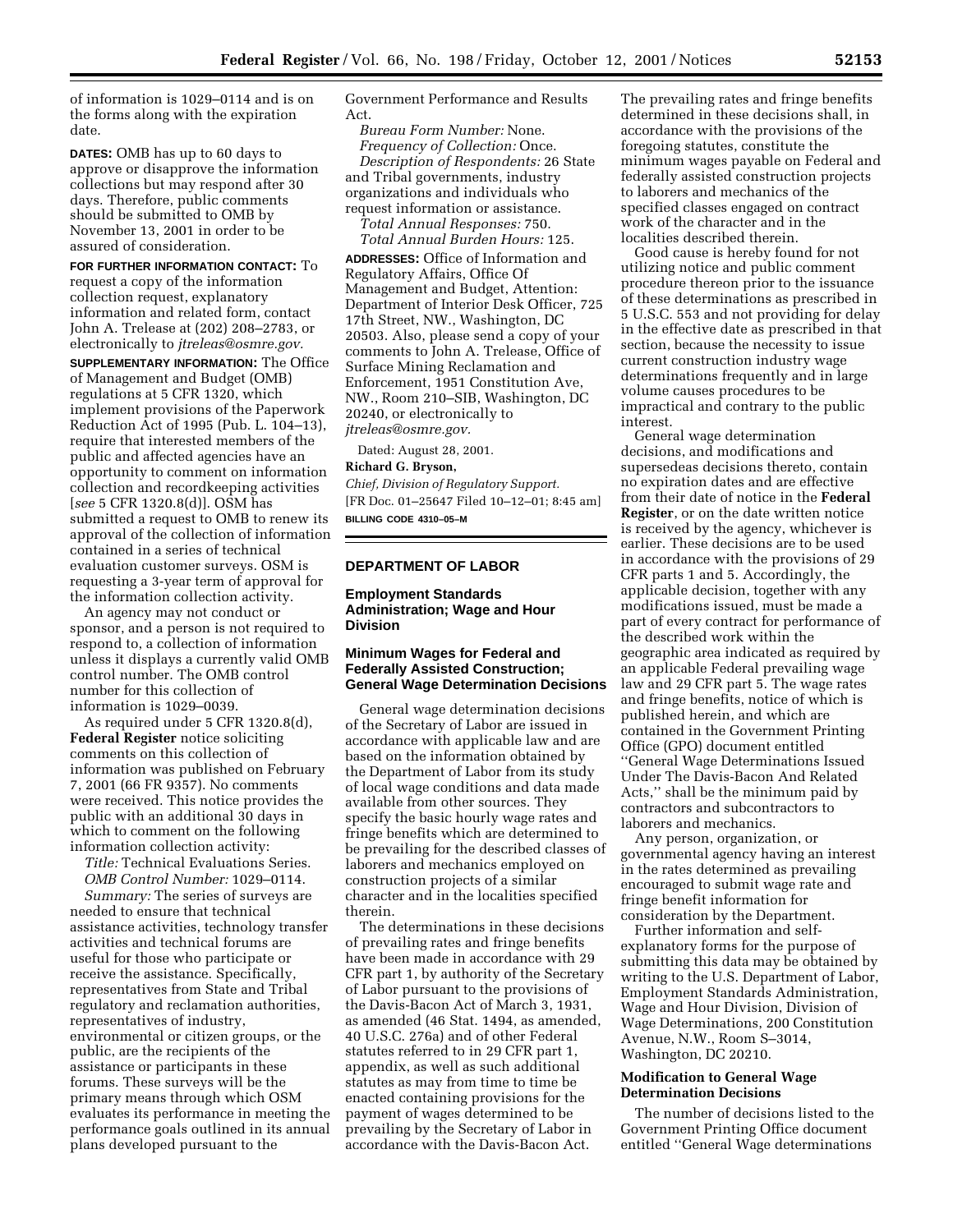of information is 1029–0114 and is on the forms along with the expiration date.

**DATES:** OMB has up to 60 days to approve or disapprove the information collections but may respond after 30 days. Therefore, public comments should be submitted to OMB by November 13, 2001 in order to be assured of consideration.

**FOR FURTHER INFORMATION CONTACT:** To request a copy of the information collection request, explanatory information and related form, contact John A. Trelease at (202) 208–2783, or electronically to *jtreleas@osmre.gov.*

**SUPPLEMENTARY INFORMATION:** The Office of Management and Budget (OMB) regulations at 5 CFR 1320, which implement provisions of the Paperwork Reduction Act of 1995 (Pub. L. 104–13), require that interested members of the public and affected agencies have an opportunity to comment on information collection and recordkeeping activities [*see* 5 CFR 1320.8(d)]. OSM has submitted a request to OMB to renew its approval of the collection of information contained in a series of technical evaluation customer surveys. OSM is requesting a 3-year term of approval for the information collection activity.

An agency may not conduct or sponsor, and a person is not required to respond to, a collection of information unless it displays a currently valid OMB control number. The OMB control number for this collection of information is 1029–0039.

As required under 5 CFR 1320.8(d), **Federal Register** notice soliciting comments on this collection of information was published on February 7, 2001 (66 FR 9357). No comments were received. This notice provides the public with an additional 30 days in which to comment on the following information collection activity:

*Title:* Technical Evaluations Series.

*OMB Control Number:* 1029–0114.

*Summary:* The series of surveys are needed to ensure that technical assistance activities, technology transfer activities and technical forums are useful for those who participate or receive the assistance. Specifically, representatives from State and Tribal regulatory and reclamation authorities, representatives of industry, environmental or citizen groups, or the public, are the recipients of the assistance or participants in these forums. These surveys will be the primary means through which OSM evaluates its performance in meeting the performance goals outlined in its annual plans developed pursuant to the Government Performance and Results Act.

*Bureau Form Number:* None.

*Frequency of Collection:* Once.

*Description of Respondents:* 26 State and Tribal governments, industry organizations and individuals who request information or assistance.

*Total Annual Responses:* 750.

*Total Annual Burden Hours:* 125.

**ADDRESSES:** Office of Information and Regulatory Affairs, Office Of Management and Budget, Attention: Department of Interior Desk Officer, 725 17th Street, NW., Washington, DC 20503. Also, please send a copy of your comments to John A. Trelease, Office of Surface Mining Reclamation and Enforcement, 1951 Constitution Ave, NW., Room 210–SIB, Washington, DC 20240, or electronically to *jtreleas@osmre.gov.*

Dated: August 28, 2001.

**Richard G. Bryson,**

*Chief, Division of Regulatory Support.*

[FR Doc. 01–25647 Filed 10–12–01; 8:45 am]

**BILLING CODE 4310–05–M**

## DEPARTMENT OF LABOR

### Employment Standards Administration; Wage and Hour Division

### Minimum Wages for Federal and Federally Assisted Construction; General Wage Determination Decisions

General wage determination decisions of the Secretary of Labor are issued in accordance with applicable law and are based on the information obtained by the Department of Labor from its study of local wage conditions and data made available from other sources. They specify the basic hourly wage rates and fringe benefits which are determined to be prevailing for the described classes of laborers and mechanics employed on construction projects of a similar character and in the localities specified therein.

The determinations in these decisions of prevailing rates and fringe benefits have been made in accordance with 29 CFR part 1, by authority of the Secretary of Labor pursuant to the provisions of the Davis-Bacon Act of March 3, 1931, as amended (46 Stat. 1494, as amended, 40 U.S.C. 276a) and of other Federal statutes referred to in 29 CFR part 1, appendix, as well as such additional statutes as may from time to time be enacted containing provisions for the payment of wages determined to be prevailing by the Secretary of Labor in accordance with the Davis-Bacon Act. The prevailing rates and fringe benefits determined in these decisions shall, in accordance with the provisions of the foregoing statutes, constitute the minimum wages payable on Federal and federally assisted construction projects to laborers and mechanics of the specified classes engaged on contract work of the character and in the localities described therein.

Good cause is hereby found for not utilizing notice and public comment procedure thereon prior to the issuance of these determinations as prescribed in 5 U.S.C. 553 and not providing for delay in the effective date as prescribed in that section, because the necessity to issue current construction industry wage determinations frequently and in large volume causes procedures to be impractical and contrary to the public interest.

General wage determination decisions, and modifications and supersedeas decisions thereto, contain no expiration dates and are effective from their date of notice in the **Federal Register**, or on the date written notice is received by the agency, whichever is earlier. These decisions are to be used in accordance with the provisions of 29 CFR parts 1 and 5. Accordingly, the applicable decision, together with any modifications issued, must be made a part of every contract for performance of the described work within the geographic area indicated as required by an applicable Federal prevailing wage law and 29 CFR part 5. The wage rates and fringe benefits, notice of which is published herein, and which are contained in the Government Printing Office (GPO) document entitled ''General Wage Determinations Issued Under The Davis-Bacon And Related Acts,'' shall be the minimum paid by contractors and subcontractors to laborers and mechanics.

Any person, organization, or governmental agency having an interest in the rates determined as prevailing encouraged to submit wage rate and fringe benefit information for consideration by the Department.

Further information and self-explanatory forms for the purpose of submitting this data may be obtained by writing to the U.S. Department of Labor, Employment Standards Administration, Wage and Hour Division, Division of Wage Determinations, 200 Constitution Avenue, N.W., Room S–3014, Washington, DC 20210.

### Modification to General Wage Determination Decisions

The number of decisions listed to the Government Printing Office document entitled ''General Wage determinations